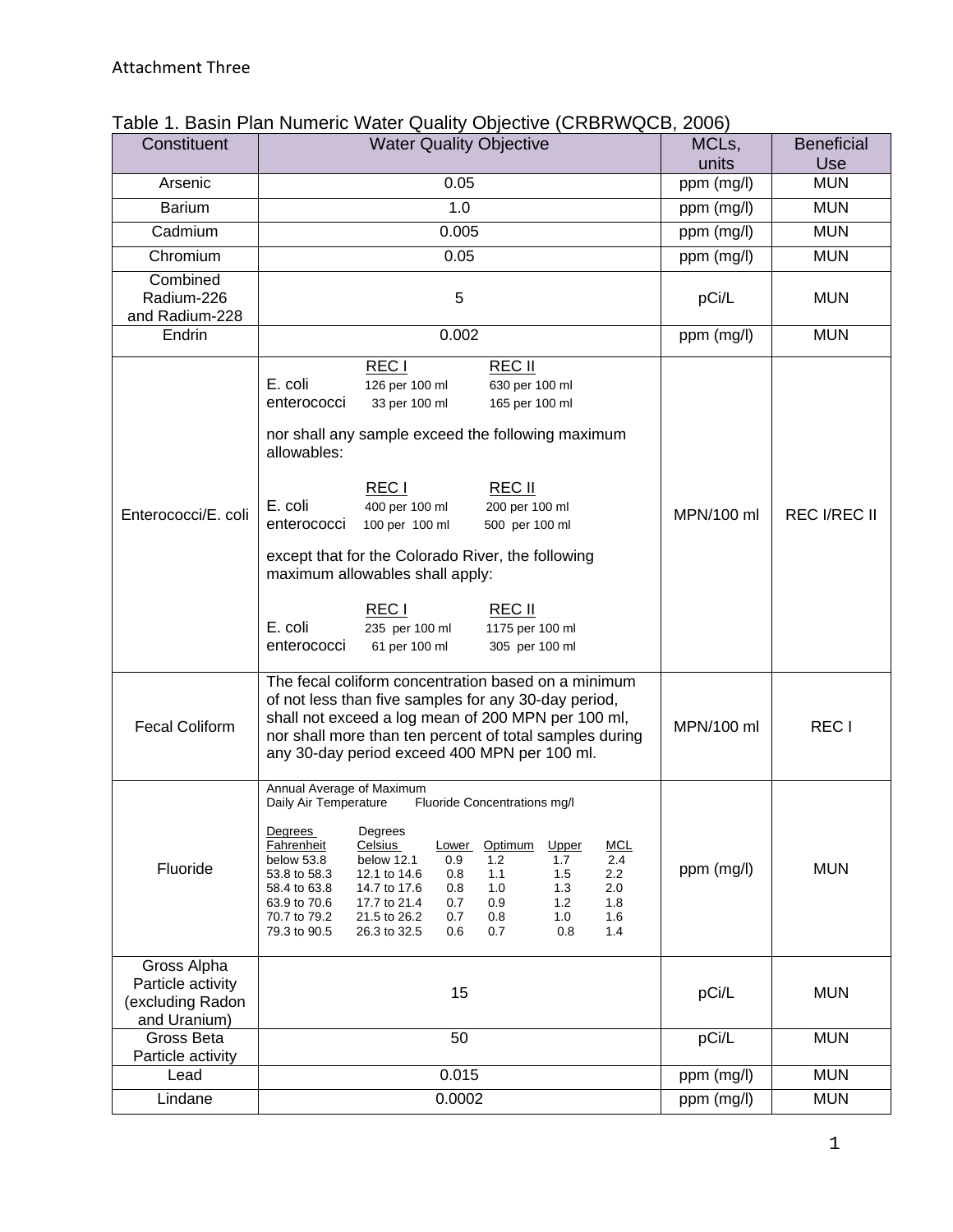Attachment Three

Table 1. Basin Plan Numeric Water Quality Objective (CRBRWQCB, 2006)

| Constituent | Water Quality Objective | MCLs, units | Beneficial Use |
|---|---|---|---|
| Arsenic | 0.05 | ppm (mg/l) | MUN |
| Barium | 1.0 | ppm (mg/l) | MUN |
| Cadmium | 0.005 | ppm (mg/l) | MUN |
| Chromium | 0.05 | ppm (mg/l) | MUN |
| Combined Radium-226 and Radium-228 | 5 | pCi/L | MUN |
| Endrin | 0.002 | ppm (mg/l) | MUN |
| Enterococci/E. coli | REC I / REC II<br>E. coli: 126 per 100 ml / 630 per 100 ml<br>enterococci: 33 per 100 ml / 165 per 100 ml<br><br>nor shall any sample exceed the following maximum allowables:<br><br>REC I / REC II<br>E. coli: 400 per 100 ml / 200 per 100 ml<br>enterococci: 100 per 100 ml / 500 per 100 ml<br><br>except that for the Colorado River, the following maximum allowables shall apply:<br><br>REC I / REC II<br>E. coli: 235 per 100 ml / 1175 per 100 ml<br>enterococci: 61 per 100 ml / 305 per 100 ml | MPN/100 ml | REC I/REC II |
| Fecal Coliform | The fecal coliform concentration based on a minimum of not less than five samples for any 30-day period, shall not exceed a log mean of 200 MPN per 100 ml, nor shall more than ten percent of total samples during any 30-day period exceed 400 MPN per 100 ml. | MPN/100 ml | REC I |
| Fluoride | Annual Average of Maximum Daily Air Temperature / Fluoride Concentrations mg/l<br><br>Degrees Fahrenheit / Degrees Celsius / Lower / Optimum / Upper / MCL<br>below 53.8 / below 12.1 / 0.9 / 1.2 / 1.7 / 2.4<br>53.8 to 58.3 / 12.1 to 14.6 / 0.8 / 1.1 / 1.5 / 2.2<br>58.4 to 63.8 / 14.7 to 17.6 / 0.8 / 1.0 / 1.3 / 2.0<br>63.9 to 70.6 / 17.7 to 21.4 / 0.7 / 0.9 / 1.2 / 1.8<br>70.7 to 79.2 / 21.5 to 26.2 / 0.7 / 0.8 / 1.0 / 1.6<br>79.3 to 90.5 / 26.3 to 32.5 / 0.6 / 0.7 / 0.8 / 1.4 | ppm (mg/l) | MUN |
| Gross Alpha Particle activity (excluding Radon and Uranium) | 15 | pCi/L | MUN |
| Gross Beta Particle activity | 50 | pCi/L | MUN |
| Lead | 0.015 | ppm (mg/l) | MUN |
| Lindane | 0.0002 | ppm (mg/l) | MUN |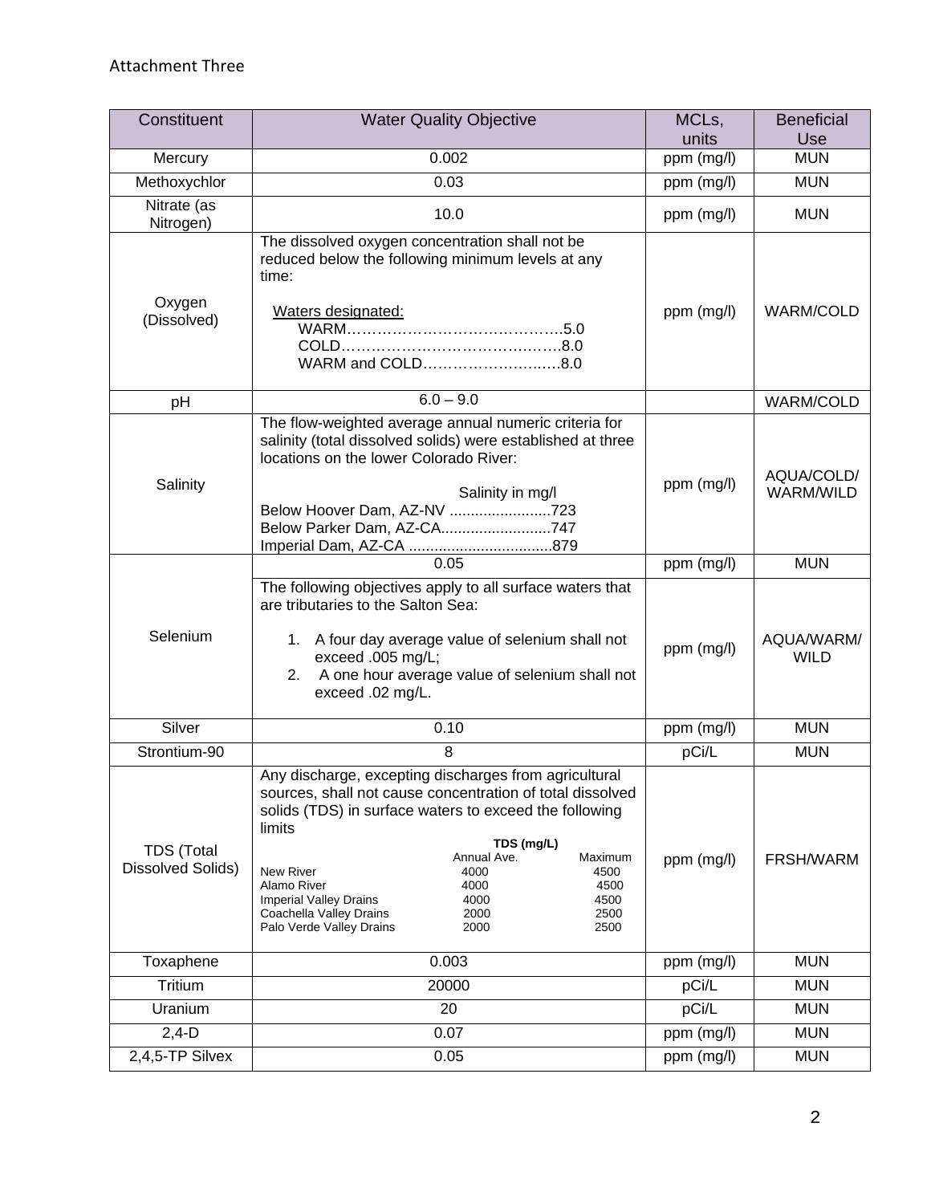Attachment Three

| Constituent | Water Quality Objective | MCLs, units | Beneficial Use |
|---|---|---|---|
| Mercury | 0.002 | ppm (mg/l) | MUN |
| Methoxychlor | 0.03 | ppm (mg/l) | MUN |
| Nitrate (as Nitrogen) | 10.0 | ppm (mg/l) | MUN |
| Oxygen (Dissolved) | The dissolved oxygen concentration shall not be reduced below the following minimum levels at any time:<br><br>Waters designated:<br>WARM……………………………………..5.0<br>COLD……………………………………..8.0<br>WARM and COLD……………………..…8.0 | ppm (mg/l) | WARM/COLD |
| pH | 6.0 – 9.0 | | WARM/COLD |
| Salinity | The flow-weighted average annual numeric criteria for salinity (total dissolved solids) were established at three locations on the lower Colorado River:<br><br>Salinity in mg/l<br>Below Hoover Dam, AZ-NV ........................723<br>Below Parker Dam, AZ-CA..........................747<br>Imperial Dam, AZ-CA ..................................879 | ppm (mg/l) | AQUA/COLD/ WARM/WILD |
| Selenium | 0.05 | ppm (mg/l) | MUN |
| | The following objectives apply to all surface waters that are tributaries to the Salton Sea:<br><br>1. A four day average value of selenium shall not exceed .005 mg/L;<br>2. A one hour average value of selenium shall not exceed .02 mg/L. | ppm (mg/l) | AQUA/WARM/ WILD |
| Silver | 0.10 | ppm (mg/l) | MUN |
| Strontium-90 | 8 | pCi/L | MUN |
| TDS (Total Dissolved Solids) | Any discharge, excepting discharges from agricultural sources, shall not cause concentration of total dissolved solids (TDS) in surface waters to exceed the following limits<br><br>**TDS (mg/L)** — Annual Ave. / Maximum<br>New River: 4000 / 4500<br>Alamo River: 4000 / 4500<br>Imperial Valley Drains: 4000 / 4500<br>Coachella Valley Drains: 2000 / 2500<br>Palo Verde Valley Drains: 2000 / 2500 | ppm (mg/l) | FRSH/WARM |
| Toxaphene | 0.003 | ppm (mg/l) | MUN |
| Tritium | 20000 | pCi/L | MUN |
| Uranium | 20 | pCi/L | MUN |
| 2,4-D | 0.07 | ppm (mg/l) | MUN |
| 2,4,5-TP Silvex | 0.05 | ppm (mg/l) | MUN |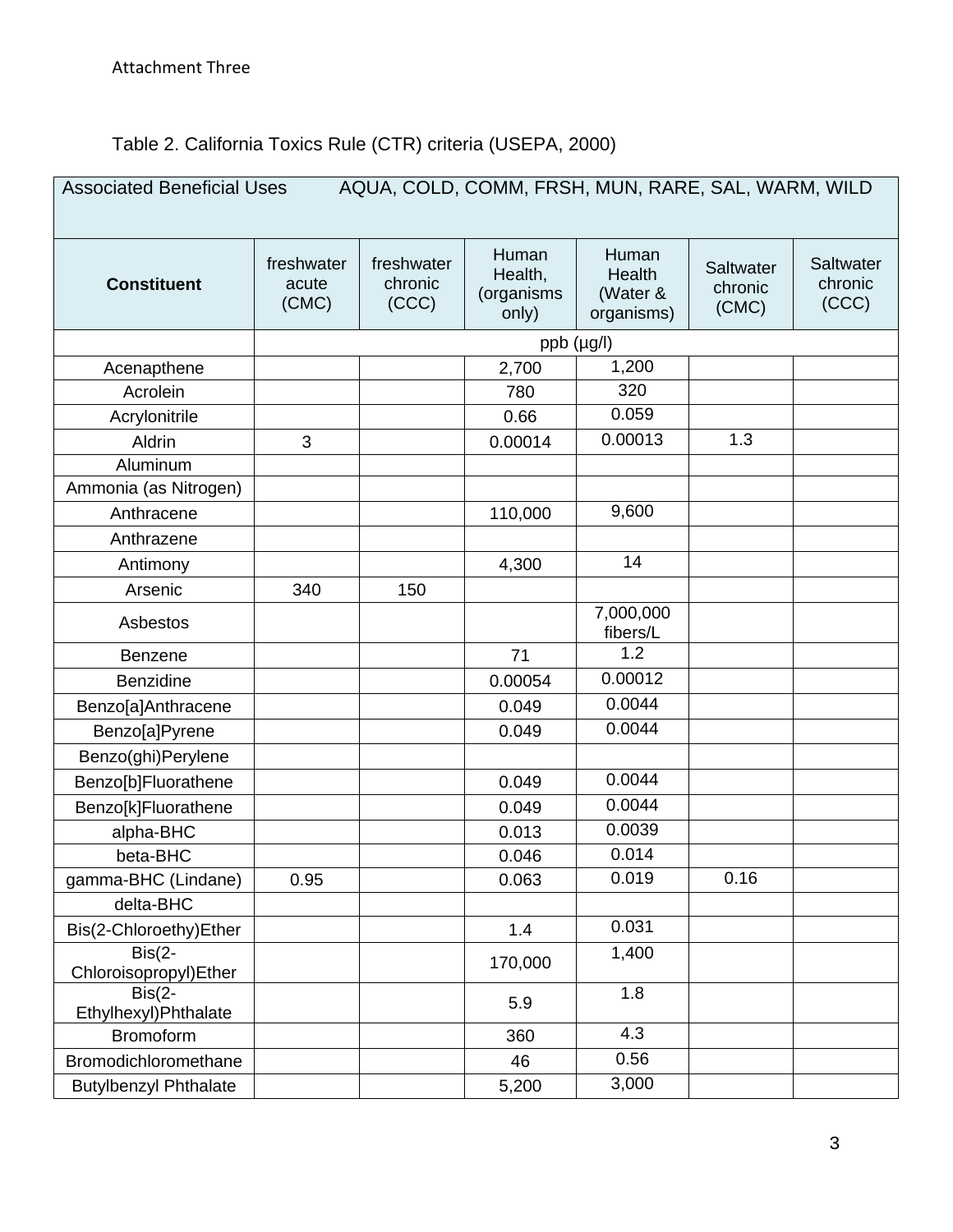Attachment Three

Table 2. California Toxics Rule (CTR) criteria (USEPA, 2000)

| Associated Beneficial Uses | AQUA, COLD, COMM, FRSH, MUN, RARE, SAL, WARM, WILD | | | | | |
|---|---|---|---|---|---|---|
| **Constituent** | freshwater acute (CMC) | freshwater chronic (CCC) | Human Health, (organisms only) | Human Health (Water & organisms) | Saltwater chronic (CMC) | Saltwater chronic (CCC) |
| | ppb (µg/l) | | | | | |
| Acenapthene | | | 2,700 | 1,200 | | |
| Acrolein | | | 780 | 320 | | |
| Acrylonitrile | | | 0.66 | 0.059 | | |
| Aldrin | 3 | | 0.00014 | 0.00013 | 1.3 | |
| Aluminum | | | | | | |
| Ammonia (as Nitrogen) | | | | | | |
| Anthracene | | | 110,000 | 9,600 | | |
| Anthrazene | | | | | | |
| Antimony | | | 4,300 | 14 | | |
| Arsenic | 340 | 150 | | | | |
| Asbestos | | | | 7,000,000 fibers/L | | |
| Benzene | | | 71 | 1.2 | | |
| Benzidine | | | 0.00054 | 0.00012 | | |
| Benzo[a]Anthracene | | | 0.049 | 0.0044 | | |
| Benzo[a]Pyrene | | | 0.049 | 0.0044 | | |
| Benzo(ghi)Perylene | | | | | | |
| Benzo[b]Fluorathene | | | 0.049 | 0.0044 | | |
| Benzo[k]Fluorathene | | | 0.049 | 0.0044 | | |
| alpha-BHC | | | 0.013 | 0.0039 | | |
| beta-BHC | | | 0.046 | 0.014 | | |
| gamma-BHC (Lindane) | 0.95 | | 0.063 | 0.019 | 0.16 | |
| delta-BHC | | | | | | |
| Bis(2-Chloroethy)Ether | | | 1.4 | 0.031 | | |
| Bis(2-Chloroisopropyl)Ether | | | 170,000 | 1,400 | | |
| Bis(2-Ethylhexyl)Phthalate | | | 5.9 | 1.8 | | |
| Bromoform | | | 360 | 4.3 | | |
| Bromodichloromethane | | | 46 | 0.56 | | |
| Butylbenzyl Phthalate | | | 5,200 | 3,000 | | |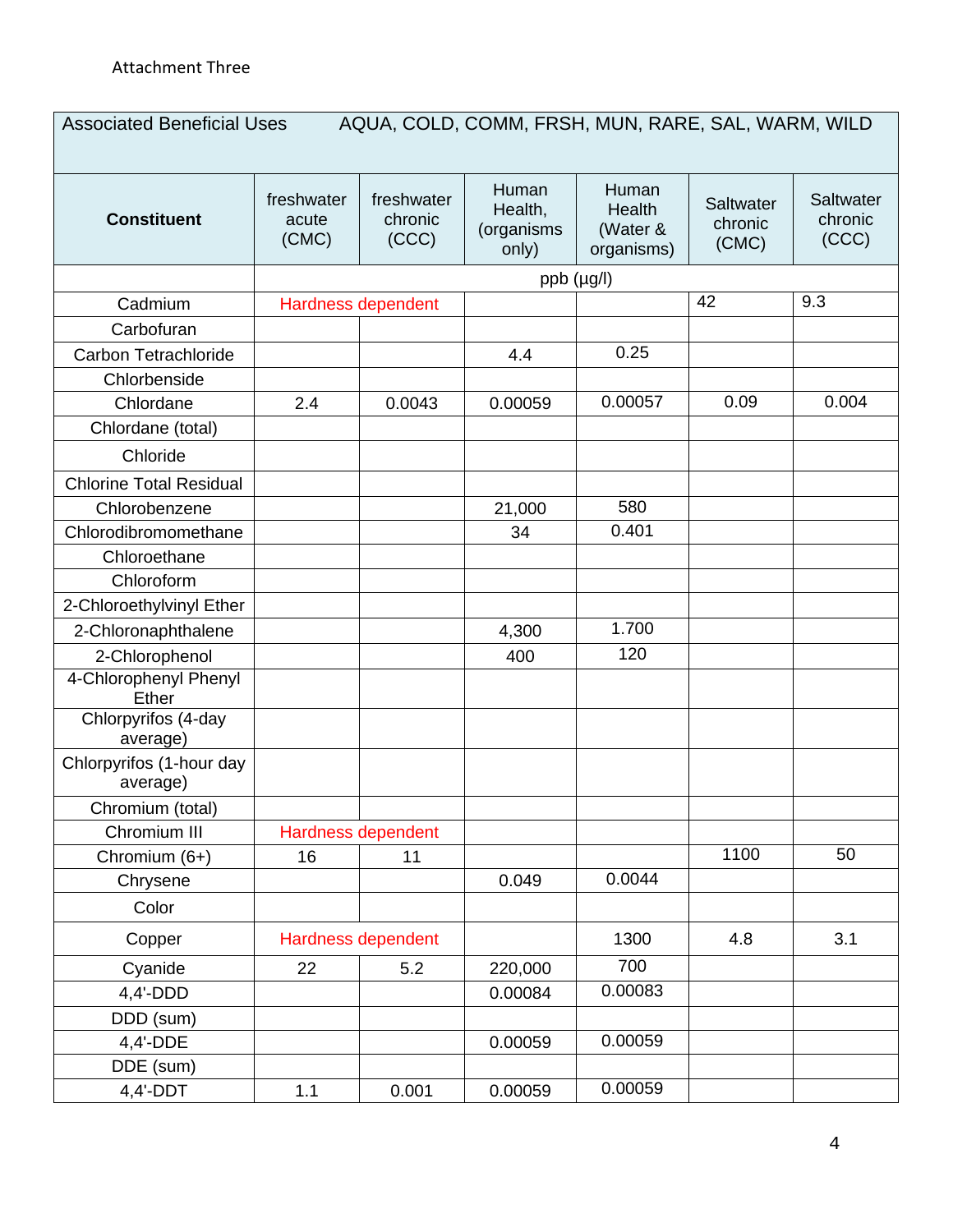Attachment Three

| Associated Beneficial Uses | AQUA, COLD, COMM, FRSH, MUN, RARE, SAL, WARM, WILD | | | | | |
|---|---|---|---|---|---|---|
| **Constituent** | freshwater acute (CMC) | freshwater chronic (CCC) | Human Health, (organisms only) | Human Health (Water & organisms) | Saltwater chronic (CMC) | Saltwater chronic (CCC) |
| | ppb (µg/l) | | | | | |
| Cadmium | Hardness dependent | | | | 42 | 9.3 |
| Carbofuran | | | | | | |
| Carbon Tetrachloride | | | 4.4 | 0.25 | | |
| Chlorbenside | | | | | | |
| Chlordane | 2.4 | 0.0043 | 0.00059 | 0.00057 | 0.09 | 0.004 |
| Chlordane (total) | | | | | | |
| Chloride | | | | | | |
| Chlorine Total Residual | | | | | | |
| Chlorobenzene | | | 21,000 | 580 | | |
| Chlorodibromomethane | | | 34 | 0.401 | | |
| Chloroethane | | | | | | |
| Chloroform | | | | | | |
| 2-Chloroethylvinyl Ether | | | | | | |
| 2-Chloronaphthalene | | | 4,300 | 1.700 | | |
| 2-Chlorophenol | | | 400 | 120 | | |
| 4-Chlorophenyl Phenyl Ether | | | | | | |
| Chlorpyrifos (4-day average) | | | | | | |
| Chlorpyrifos (1-hour day average) | | | | | | |
| Chromium (total) | | | | | | |
| Chromium III | Hardness dependent | | | | | |
| Chromium (6+) | 16 | 11 | | | 1100 | 50 |
| Chrysene | | | 0.049 | 0.0044 | | |
| Color | | | | | | |
| Copper | Hardness dependent | | | 1300 | 4.8 | 3.1 |
| Cyanide | 22 | 5.2 | 220,000 | 700 | | |
| 4,4'-DDD | | | 0.00084 | 0.00083 | | |
| DDD (sum) | | | | | | |
| 4,4'-DDE | | | 0.00059 | 0.00059 | | |
| DDE (sum) | | | | | | |
| 4,4'-DDT | 1.1 | 0.001 | 0.00059 | 0.00059 | | |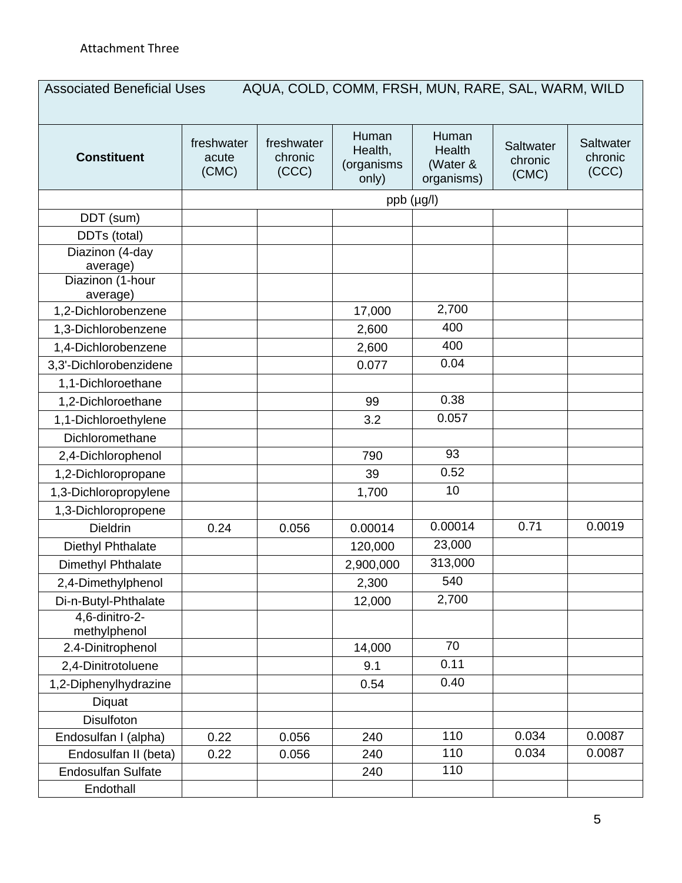Attachment Three

| Associated Beneficial Uses | AQUA, COLD, COMM, FRSH, MUN, RARE, SAL, WARM, WILD | | | | | |
|---|---|---|---|---|---|---|
| **Constituent** | freshwater acute (CMC) | freshwater chronic (CCC) | Human Health, (organisms only) | Human Health (Water & organisms) | Saltwater chronic (CMC) | Saltwater chronic (CCC) |
| | ppb (µg/l) | | | | | |
| DDT (sum) | | | | | | |
| DDTs (total) | | | | | | |
| Diazinon (4-day average) | | | | | | |
| Diazinon (1-hour average) | | | | | | |
| 1,2-Dichlorobenzene | | | 17,000 | 2,700 | | |
| 1,3-Dichlorobenzene | | | 2,600 | 400 | | |
| 1,4-Dichlorobenzene | | | 2,600 | 400 | | |
| 3,3'-Dichlorobenzidene | | | 0.077 | 0.04 | | |
| 1,1-Dichloroethane | | | | | | |
| 1,2-Dichloroethane | | | 99 | 0.38 | | |
| 1,1-Dichloroethylene | | | 3.2 | 0.057 | | |
| Dichloromethane | | | | | | |
| 2,4-Dichlorophenol | | | 790 | 93 | | |
| 1,2-Dichloropropane | | | 39 | 0.52 | | |
| 1,3-Dichloropropylene | | | 1,700 | 10 | | |
| 1,3-Dichloropropene | | | | | | |
| Dieldrin | 0.24 | 0.056 | 0.00014 | 0.00014 | 0.71 | 0.0019 |
| Diethyl Phthalate | | | 120,000 | 23,000 | | |
| Dimethyl Phthalate | | | 2,900,000 | 313,000 | | |
| 2,4-Dimethylphenol | | | 2,300 | 540 | | |
| Di-n-Butyl-Phthalate | | | 12,000 | 2,700 | | |
| 4,6-dinitro-2-methylphenol | | | | | | |
| 2.4-Dinitrophenol | | | 14,000 | 70 | | |
| 2,4-Dinitrotoluene | | | 9.1 | 0.11 | | |
| 1,2-Diphenylhydrazine | | | 0.54 | 0.40 | | |
| Diquat | | | | | | |
| Disulfoton | | | | | | |
| Endosulfan I (alpha) | 0.22 | 0.056 | 240 | 110 | 0.034 | 0.0087 |
| Endosulfan II (beta) | 0.22 | 0.056 | 240 | 110 | 0.034 | 0.0087 |
| Endosulfan Sulfate | | | 240 | 110 | | |
| Endothall | | | | | | |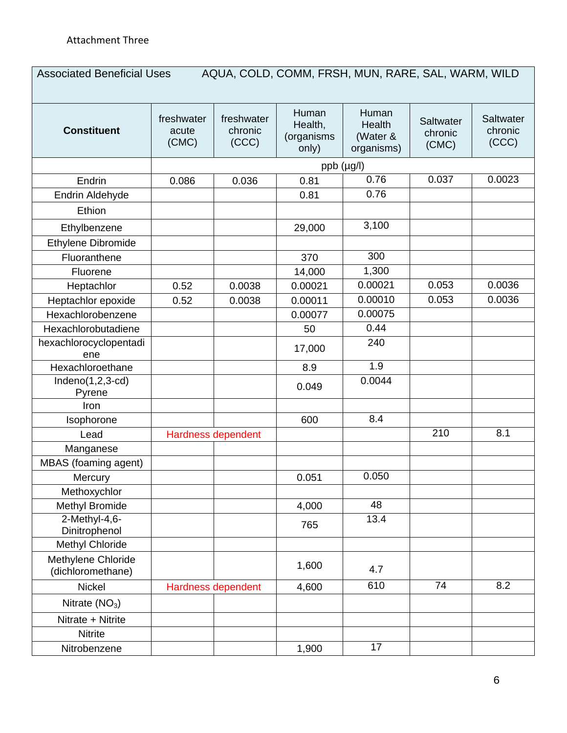Attachment Three

| Associated Beneficial Uses | AQUA, COLD, COMM, FRSH, MUN, RARE, SAL, WARM, WILD | | | | | |
|---|---|---|---|---|---|---|
| **Constituent** | freshwater acute (CMC) | freshwater chronic (CCC) | Human Health, (organisms only) | Human Health (Water & organisms) | Saltwater chronic (CMC) | Saltwater chronic (CCC) |
| | ppb (µg/l) | | | | | |
| Endrin | 0.086 | 0.036 | 0.81 | 0.76 | 0.037 | 0.0023 |
| Endrin Aldehyde | | | 0.81 | 0.76 | | |
| Ethion | | | | | | |
| Ethylbenzene | | | 29,000 | 3,100 | | |
| Ethylene Dibromide | | | | | | |
| Fluoranthene | | | 370 | 300 | | |
| Fluorene | | | 14,000 | 1,300 | | |
| Heptachlor | 0.52 | 0.0038 | 0.00021 | 0.00021 | 0.053 | 0.0036 |
| Heptachlor epoxide | 0.52 | 0.0038 | 0.00011 | 0.00010 | 0.053 | 0.0036 |
| Hexachlorobenzene | | | 0.00077 | 0.00075 | | |
| Hexachlorobutadiene | | | 50 | 0.44 | | |
| hexachlorocyclopentadiene | | | 17,000 | 240 | | |
| Hexachloroethane | | | 8.9 | 1.9 | | |
| Indeno(1,2,3-cd) Pyrene | | | 0.049 | 0.0044 | | |
| Iron | | | | | | |
| Isophorone | | | 600 | 8.4 | | |
| Lead | Hardness dependent | | | | 210 | 8.1 |
| Manganese | | | | | | |
| MBAS (foaming agent) | | | | | | |
| Mercury | | | 0.051 | 0.050 | | |
| Methoxychlor | | | | | | |
| Methyl Bromide | | | 4,000 | 48 | | |
| 2-Methyl-4,6-Dinitrophenol | | | 765 | 13.4 | | |
| Methyl Chloride | | | | | | |
| Methylene Chloride (dichloromethane) | | | 1,600 | 4.7 | | |
| Nickel | Hardness dependent | | 4,600 | 610 | 74 | 8.2 |
| Nitrate ($NO_3$) | | | | | | |
| Nitrate + Nitrite | | | | | | |
| Nitrite | | | | | | |
| Nitrobenzene | | | 1,900 | 17 | | |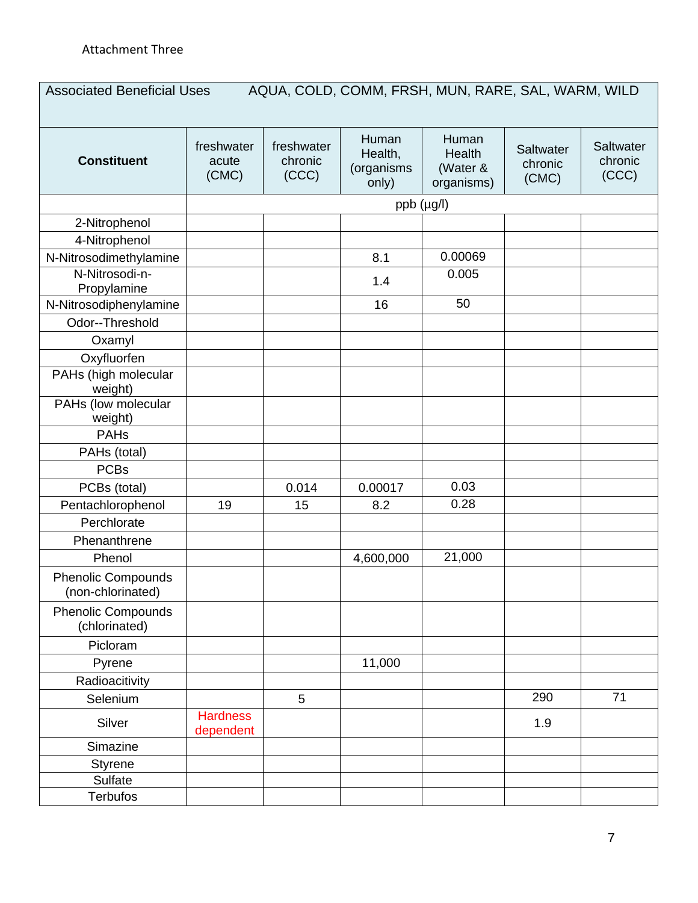Attachment Three

| Associated Beneficial Uses | AQUA, COLD, COMM, FRSH, MUN, RARE, SAL, WARM, WILD | | | | | |
|---|---|---|---|---|---|---|
| **Constituent** | freshwater acute (CMC) | freshwater chronic (CCC) | Human Health, (organisms only) | Human Health (Water & organisms) | Saltwater chronic (CMC) | Saltwater chronic (CCC) |
| | ppb (µg/l) | | | | | |
| 2-Nitrophenol | | | | | | |
| 4-Nitrophenol | | | | | | |
| N-Nitrosodimethylamine | | | 8.1 | 0.00069 | | |
| N-Nitrosodi-n-Propylamine | | | 1.4 | 0.005 | | |
| N-Nitrosodiphenylamine | | | 16 | 50 | | |
| Odor--Threshold | | | | | | |
| Oxamyl | | | | | | |
| Oxyfluorfen | | | | | | |
| PAHs (high molecular weight) | | | | | | |
| PAHs (low molecular weight) | | | | | | |
| PAHs | | | | | | |
| PAHs (total) | | | | | | |
| PCBs | | | | | | |
| PCBs (total) | | 0.014 | 0.00017 | 0.03 | | |
| Pentachlorophenol | 19 | 15 | 8.2 | 0.28 | | |
| Perchlorate | | | | | | |
| Phenanthrene | | | | | | |
| Phenol | | | 4,600,000 | 21,000 | | |
| Phenolic Compounds (non-chlorinated) | | | | | | |
| Phenolic Compounds (chlorinated) | | | | | | |
| Picloram | | | | | | |
| Pyrene | | | 11,000 | | | |
| Radioacitivity | | | | | | |
| Selenium | | 5 | | | 290 | 71 |
| Silver | Hardness dependent | | | | 1.9 | |
| Simazine | | | | | | |
| Styrene | | | | | | |
| Sulfate | | | | | | |
| Terbufos | | | | | | |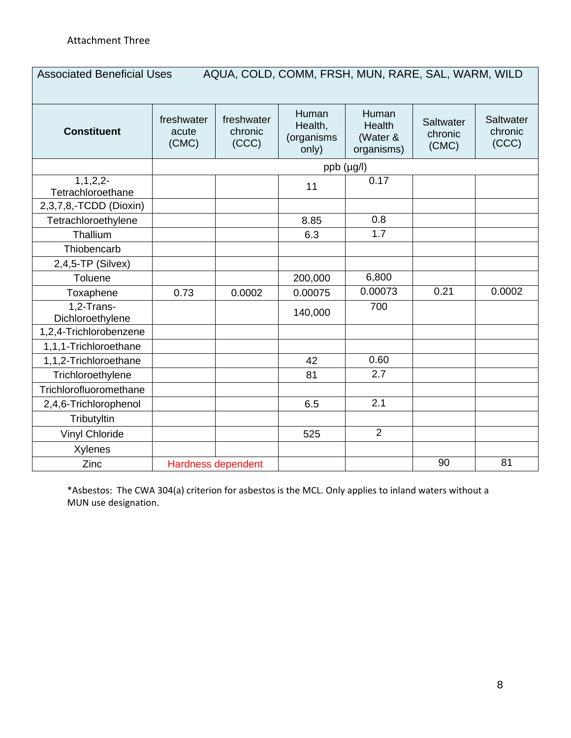Attachment Three

| Associated Beneficial Uses | AQUA, COLD, COMM, FRSH, MUN, RARE, SAL, WARM, WILD | | | | | |
|---|---|---|---|---|---|---|
| **Constituent** | freshwater acute (CMC) | freshwater chronic (CCC) | Human Health, (organisms only) | Human Health (Water & organisms) | Saltwater chronic (CMC) | Saltwater chronic (CCC) |
| | ppb (µg/l) | | | | | |
| 1,1,2,2-Tetrachloroethane | | | 11 | 0.17 | | |
| 2,3,7,8,-TCDD (Dioxin) | | | | | | |
| Tetrachloroethylene | | | 8.85 | 0.8 | | |
| Thallium | | | 6.3 | 1.7 | | |
| Thiobencarb | | | | | | |
| 2,4,5-TP (Silvex) | | | | | | |
| Toluene | | | 200,000 | 6,800 | | |
| Toxaphene | 0.73 | 0.0002 | 0.00075 | 0.00073 | 0.21 | 0.0002 |
| 1,2-Trans-Dichloroethylene | | | 140,000 | 700 | | |
| 1,2,4-Trichlorobenzene | | | | | | |
| 1,1,1-Trichloroethane | | | | | | |
| 1,1,2-Trichloroethane | | | 42 | 0.60 | | |
| Trichloroethylene | | | 81 | 2.7 | | |
| Trichlorofluoromethane | | | | | | |
| 2,4,6-Trichlorophenol | | | 6.5 | 2.1 | | |
| Tributyltin | | | | | | |
| Vinyl Chloride | | | 525 | 2 | | |
| Xylenes | | | | | | |
| Zinc | Hardness dependent | | | | 90 | 81 |

*Asbestos: The CWA 304(a) criterion for asbestos is the MCL. Only applies to inland waters without a MUN use designation.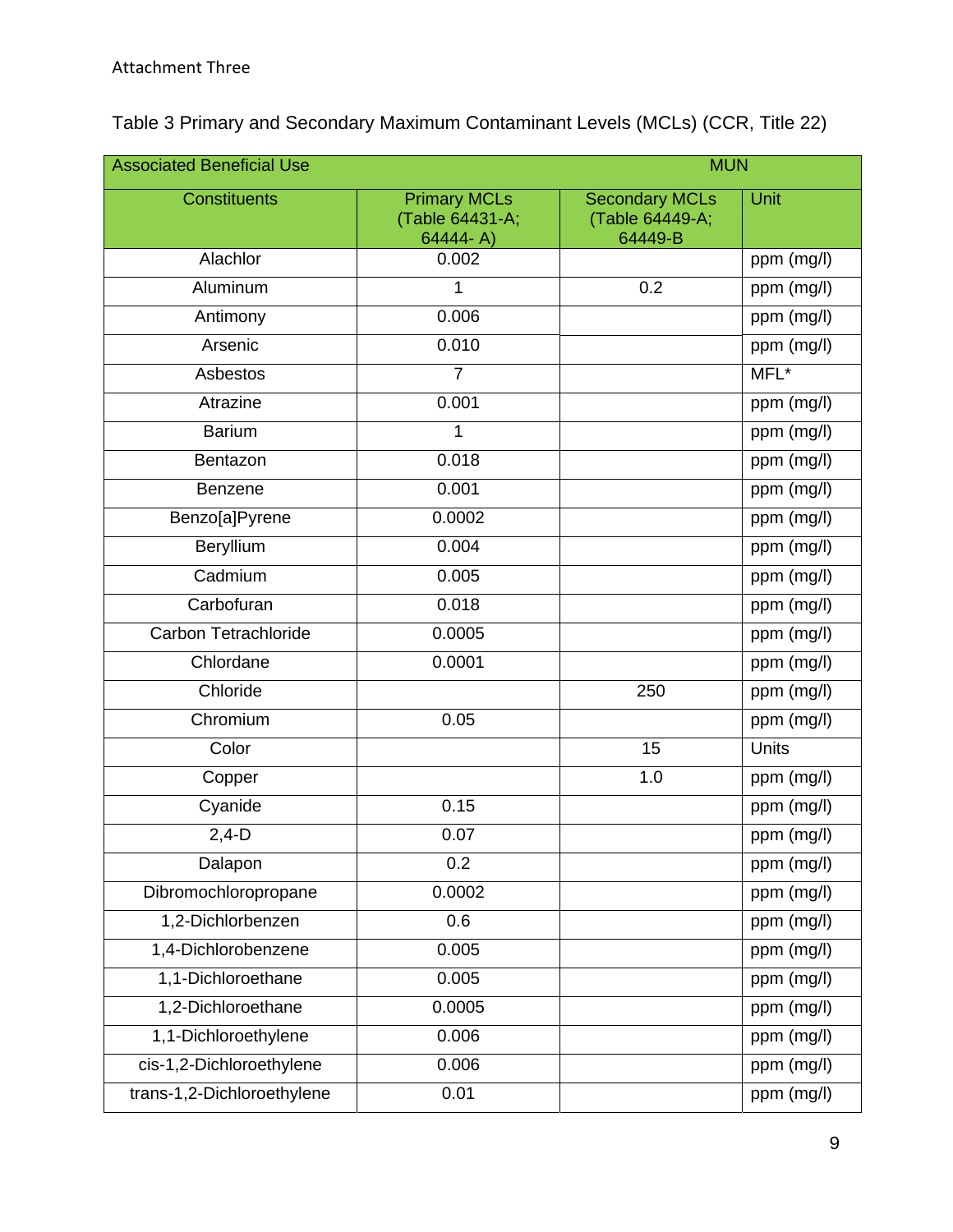Attachment Three

Table 3 Primary and Secondary Maximum Contaminant Levels (MCLs) (CCR, Title 22)

| Associated Beneficial Use | MUN | | |
|---|---|---|---|
| Constituents | Primary MCLs (Table 64431-A; 64444- A) | Secondary MCLs (Table 64449-A; 64449-B | Unit |
| Alachlor | 0.002 | | ppm (mg/l) |
| Aluminum | 1 | 0.2 | ppm (mg/l) |
| Antimony | 0.006 | | ppm (mg/l) |
| Arsenic | 0.010 | | ppm (mg/l) |
| Asbestos | 7 | | MFL* |
| Atrazine | 0.001 | | ppm (mg/l) |
| Barium | 1 | | ppm (mg/l) |
| Bentazon | 0.018 | | ppm (mg/l) |
| Benzene | 0.001 | | ppm (mg/l) |
| Benzo[a]Pyrene | 0.0002 | | ppm (mg/l) |
| Beryllium | 0.004 | | ppm (mg/l) |
| Cadmium | 0.005 | | ppm (mg/l) |
| Carbofuran | 0.018 | | ppm (mg/l) |
| Carbon Tetrachloride | 0.0005 | | ppm (mg/l) |
| Chlordane | 0.0001 | | ppm (mg/l) |
| Chloride | | 250 | ppm (mg/l) |
| Chromium | 0.05 | | ppm (mg/l) |
| Color | | 15 | Units |
| Copper | | 1.0 | ppm (mg/l) |
| Cyanide | 0.15 | | ppm (mg/l) |
| 2,4-D | 0.07 | | ppm (mg/l) |
| Dalapon | 0.2 | | ppm (mg/l) |
| Dibromochloropropane | 0.0002 | | ppm (mg/l) |
| 1,2-Dichlorbenzen | 0.6 | | ppm (mg/l) |
| 1,4-Dichlorobenzene | 0.005 | | ppm (mg/l) |
| 1,1-Dichloroethane | 0.005 | | ppm (mg/l) |
| 1,2-Dichloroethane | 0.0005 | | ppm (mg/l) |
| 1,1-Dichloroethylene | 0.006 | | ppm (mg/l) |
| cis-1,2-Dichloroethylene | 0.006 | | ppm (mg/l) |
| trans-1,2-Dichloroethylene | 0.01 | | ppm (mg/l) |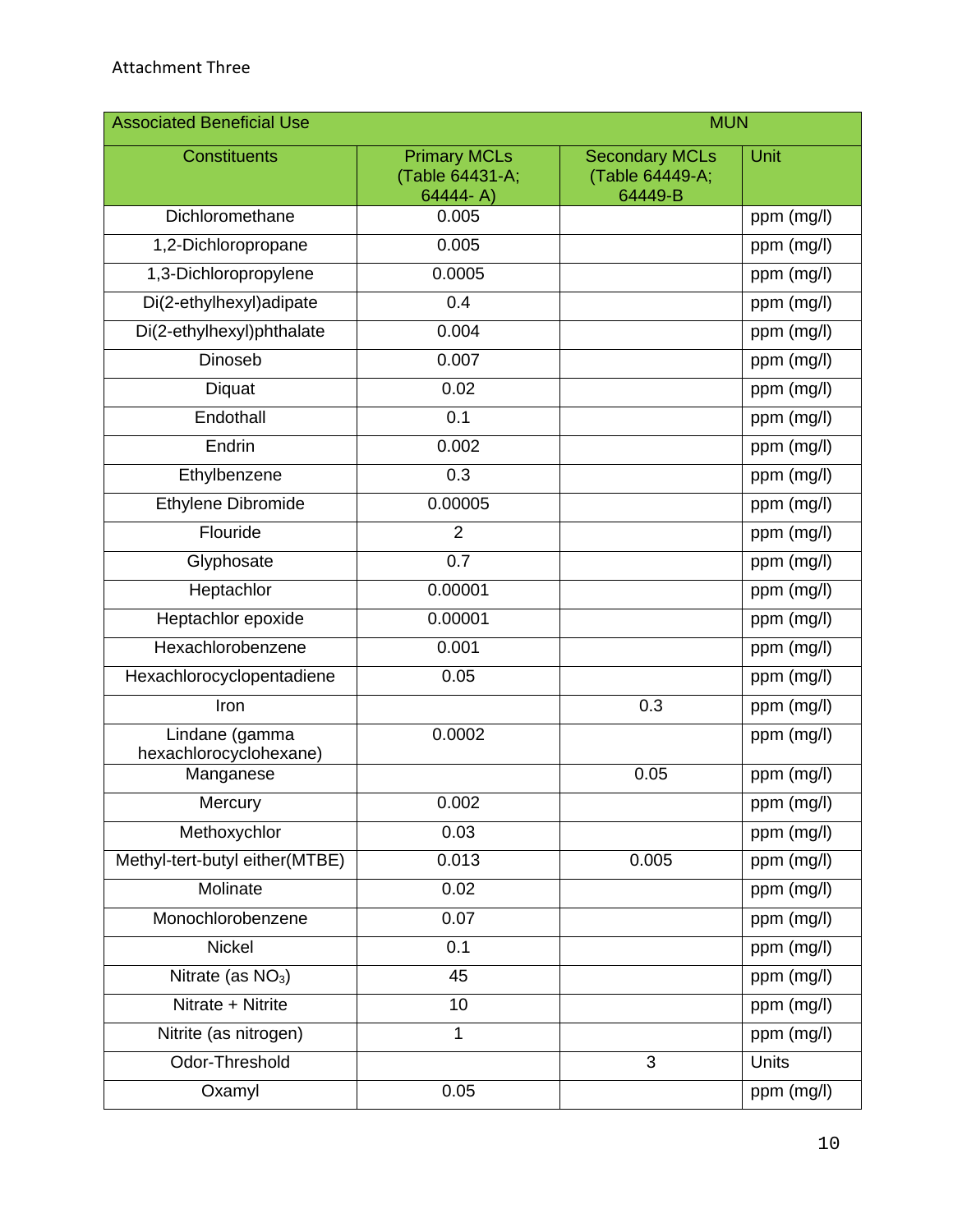Attachment Three

| Associated Beneficial Use | MUN | | |
|---|---|---|---|
| Constituents | Primary MCLs (Table 64431-A; 64444- A) | Secondary MCLs (Table 64449-A; 64449-B | Unit |
| Dichloromethane | 0.005 | | ppm (mg/l) |
| 1,2-Dichloropropane | 0.005 | | ppm (mg/l) |
| 1,3-Dichloropropylene | 0.0005 | | ppm (mg/l) |
| Di(2-ethylhexyl)adipate | 0.4 | | ppm (mg/l) |
| Di(2-ethylhexyl)phthalate | 0.004 | | ppm (mg/l) |
| Dinoseb | 0.007 | | ppm (mg/l) |
| Diquat | 0.02 | | ppm (mg/l) |
| Endothall | 0.1 | | ppm (mg/l) |
| Endrin | 0.002 | | ppm (mg/l) |
| Ethylbenzene | 0.3 | | ppm (mg/l) |
| Ethylene Dibromide | 0.00005 | | ppm (mg/l) |
| Flouride | 2 | | ppm (mg/l) |
| Glyphosate | 0.7 | | ppm (mg/l) |
| Heptachlor | 0.00001 | | ppm (mg/l) |
| Heptachlor epoxide | 0.00001 | | ppm (mg/l) |
| Hexachlorobenzene | 0.001 | | ppm (mg/l) |
| Hexachlorocyclopentadiene | 0.05 | | ppm (mg/l) |
| Iron | | 0.3 | ppm (mg/l) |
| Lindane (gamma hexachlorocyclohexane) | 0.0002 | | ppm (mg/l) |
| Manganese | | 0.05 | ppm (mg/l) |
| Mercury | 0.002 | | ppm (mg/l) |
| Methoxychlor | 0.03 | | ppm (mg/l) |
| Methyl-tert-butyl either(MTBE) | 0.013 | 0.005 | ppm (mg/l) |
| Molinate | 0.02 | | ppm (mg/l) |
| Monochlorobenzene | 0.07 | | ppm (mg/l) |
| Nickel | 0.1 | | ppm (mg/l) |
| Nitrate (as $NO_3$) | 45 | | ppm (mg/l) |
| Nitrate + Nitrite | 10 | | ppm (mg/l) |
| Nitrite (as nitrogen) | 1 | | ppm (mg/l) |
| Odor-Threshold | | 3 | Units |
| Oxamyl | 0.05 | | ppm (mg/l) |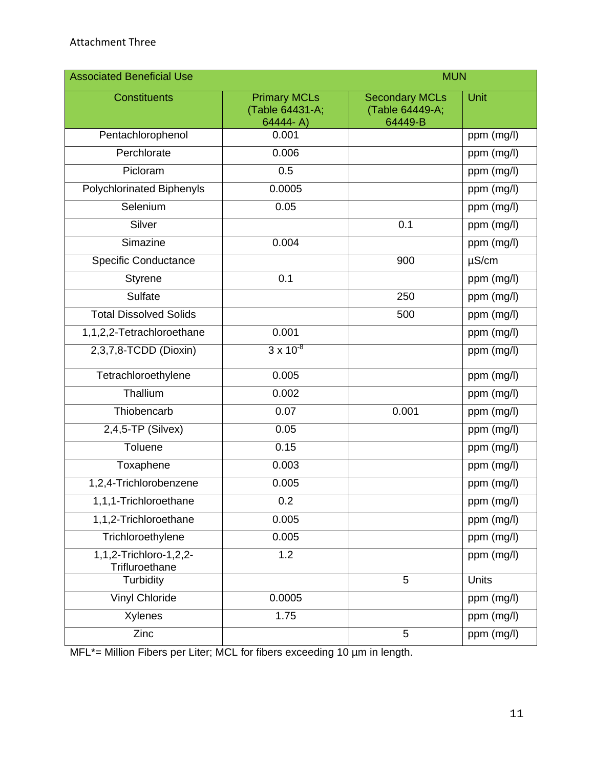Attachment Three

| Associated Beneficial Use | | MUN | |
|---|---|---|---|
| Constituents | Primary MCLs (Table 64431-A; 64444- A) | Secondary MCLs (Table 64449-A; 64449-B | Unit |
| Pentachlorophenol | 0.001 | | ppm (mg/l) |
| Perchlorate | 0.006 | | ppm (mg/l) |
| Picloram | 0.5 | | ppm (mg/l) |
| Polychlorinated Biphenyls | 0.0005 | | ppm (mg/l) |
| Selenium | 0.05 | | ppm (mg/l) |
| Silver | | 0.1 | ppm (mg/l) |
| Simazine | 0.004 | | ppm (mg/l) |
| Specific Conductance | | 900 | µS/cm |
| Styrene | 0.1 | | ppm (mg/l) |
| Sulfate | | 250 | ppm (mg/l) |
| Total Dissolved Solids | | 500 | ppm (mg/l) |
| 1,1,2,2-Tetrachloroethane | 0.001 | | ppm (mg/l) |
| 2,3,7,8-TCDD (Dioxin) | $3 \times 10^{-8}$ | | ppm (mg/l) |
| Tetrachloroethylene | 0.005 | | ppm (mg/l) |
| Thallium | 0.002 | | ppm (mg/l) |
| Thiobencarb | 0.07 | 0.001 | ppm (mg/l) |
| 2,4,5-TP (Silvex) | 0.05 | | ppm (mg/l) |
| Toluene | 0.15 | | ppm (mg/l) |
| Toxaphene | 0.003 | | ppm (mg/l) |
| 1,2,4-Trichlorobenzene | 0.005 | | ppm (mg/l) |
| 1,1,1-Trichloroethane | 0.2 | | ppm (mg/l) |
| 1,1,2-Trichloroethane | 0.005 | | ppm (mg/l) |
| Trichloroethylene | 0.005 | | ppm (mg/l) |
| 1,1,2-Trichloro-1,2,2-Trifluroethane | 1.2 | | ppm (mg/l) |
| Turbidity | | 5 | Units |
| Vinyl Chloride | 0.0005 | | ppm (mg/l) |
| Xylenes | 1.75 | | ppm (mg/l) |
| Zinc | | 5 | ppm (mg/l) |

MFL*= Million Fibers per Liter; MCL for fibers exceeding 10 µm in length.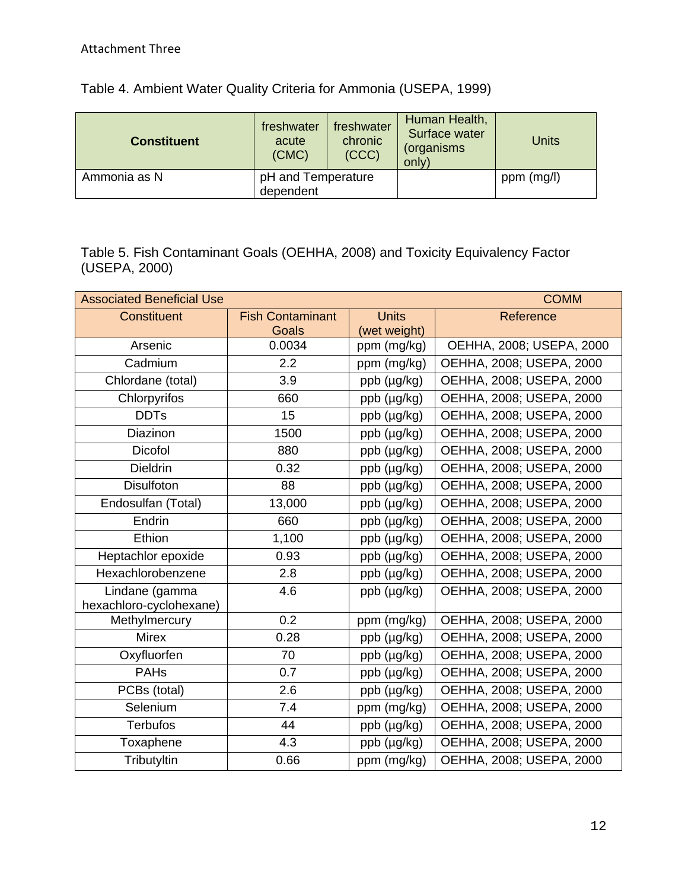Attachment Three

Table 4. Ambient Water Quality Criteria for Ammonia (USEPA, 1999)

| **Constituent** | freshwater acute (CMC) | freshwater chronic (CCC) | Human Health, Surface water (organisms only) | Units |
|---|---|---|---|---|
| Ammonia as N | pH and Temperature dependent | | | ppm (mg/l) |

Table 5. Fish Contaminant Goals (OEHHA, 2008) and Toxicity Equivalency Factor (USEPA, 2000)

| Associated Beneficial Use | | | COMM |
|---|---|---|---|
| Constituent | Fish Contaminant Goals | Units (wet weight) | Reference |
| Arsenic | 0.0034 | ppm (mg/kg) | OEHHA, 2008; USEPA, 2000 |
| Cadmium | 2.2 | ppm (mg/kg) | OEHHA, 2008; USEPA, 2000 |
| Chlordane (total) | 3.9 | ppb (µg/kg) | OEHHA, 2008; USEPA, 2000 |
| Chlorpyrifos | 660 | ppb (µg/kg) | OEHHA, 2008; USEPA, 2000 |
| DDTs | 15 | ppb (µg/kg) | OEHHA, 2008; USEPA, 2000 |
| Diazinon | 1500 | ppb (µg/kg) | OEHHA, 2008; USEPA, 2000 |
| Dicofol | 880 | ppb (µg/kg) | OEHHA, 2008; USEPA, 2000 |
| Dieldrin | 0.32 | ppb (µg/kg) | OEHHA, 2008; USEPA, 2000 |
| Disulfoton | 88 | ppb (µg/kg) | OEHHA, 2008; USEPA, 2000 |
| Endosulfan (Total) | 13,000 | ppb (µg/kg) | OEHHA, 2008; USEPA, 2000 |
| Endrin | 660 | ppb (µg/kg) | OEHHA, 2008; USEPA, 2000 |
| Ethion | 1,100 | ppb (µg/kg) | OEHHA, 2008; USEPA, 2000 |
| Heptachlor epoxide | 0.93 | ppb (µg/kg) | OEHHA, 2008; USEPA, 2000 |
| Hexachlorobenzene | 2.8 | ppb (µg/kg) | OEHHA, 2008; USEPA, 2000 |
| Lindane (gamma hexachloro-cyclohexane) | 4.6 | ppb (µg/kg) | OEHHA, 2008; USEPA, 2000 |
| Methylmercury | 0.2 | ppm (mg/kg) | OEHHA, 2008; USEPA, 2000 |
| Mirex | 0.28 | ppb (µg/kg) | OEHHA, 2008; USEPA, 2000 |
| Oxyfluorfen | 70 | ppb (µg/kg) | OEHHA, 2008; USEPA, 2000 |
| PAHs | 0.7 | ppb (µg/kg) | OEHHA, 2008; USEPA, 2000 |
| PCBs (total) | 2.6 | ppb (µg/kg) | OEHHA, 2008; USEPA, 2000 |
| Selenium | 7.4 | ppm (mg/kg) | OEHHA, 2008; USEPA, 2000 |
| Terbufos | 44 | ppb (µg/kg) | OEHHA, 2008; USEPA, 2000 |
| Toxaphene | 4.3 | ppb (µg/kg) | OEHHA, 2008; USEPA, 2000 |
| Tributyltin | 0.66 | ppm (mg/kg) | OEHHA, 2008; USEPA, 2000 |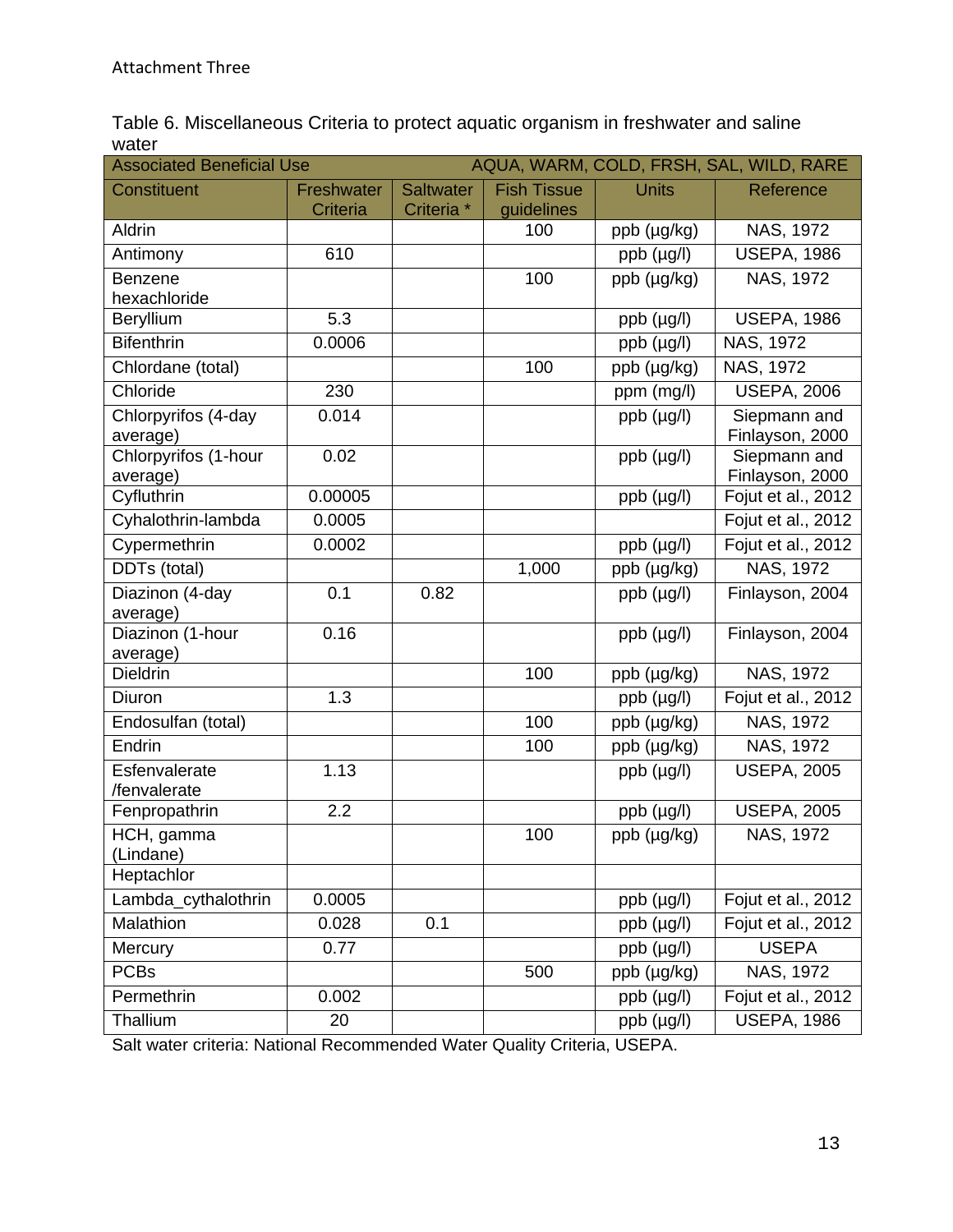Attachment Three

Table 6. Miscellaneous Criteria to protect aquatic organism in freshwater and saline water

| Associated Beneficial Use | AQUA, WARM, COLD, FRSH, SAL, WILD, RARE | | | | |
|---|---|---|---|---|---|
| Constituent | Freshwater Criteria | Saltwater Criteria * | Fish Tissue guidelines | Units | Reference |
| Aldrin | | | 100 | ppb (µg/kg) | NAS, 1972 |
| Antimony | 610 | | | ppb (µg/l) | USEPA, 1986 |
| Benzene hexachloride | | | 100 | ppb (µg/kg) | NAS, 1972 |
| Beryllium | 5.3 | | | ppb (µg/l) | USEPA, 1986 |
| Bifenthrin | 0.0006 | | | ppb (µg/l) | NAS, 1972 |
| Chlordane (total) | | | 100 | ppb (µg/kg) | NAS, 1972 |
| Chloride | 230 | | | ppm (mg/l) | USEPA, 2006 |
| Chlorpyrifos (4-day average) | 0.014 | | | ppb (µg/l) | Siepmann and Finlayson, 2000 |
| Chlorpyrifos (1-hour average) | 0.02 | | | ppb (µg/l) | Siepmann and Finlayson, 2000 |
| Cyfluthrin | 0.00005 | | | ppb (µg/l) | Fojut et al., 2012 |
| Cyhalothrin-lambda | 0.0005 | | | | Fojut et al., 2012 |
| Cypermethrin | 0.0002 | | | ppb (µg/l) | Fojut et al., 2012 |
| DDTs (total) | | | 1,000 | ppb (µg/kg) | NAS, 1972 |
| Diazinon (4-day average) | 0.1 | 0.82 | | ppb (µg/l) | Finlayson, 2004 |
| Diazinon (1-hour average) | 0.16 | | | ppb (µg/l) | Finlayson, 2004 |
| Dieldrin | | | 100 | ppb (µg/kg) | NAS, 1972 |
| Diuron | 1.3 | | | ppb (µg/l) | Fojut et al., 2012 |
| Endosulfan (total) | | | 100 | ppb (µg/kg) | NAS, 1972 |
| Endrin | | | 100 | ppb (µg/kg) | NAS, 1972 |
| Esfenvalerate /fenvalerate | 1.13 | | | ppb (µg/l) | USEPA, 2005 |
| Fenpropathrin | 2.2 | | | ppb (µg/l) | USEPA, 2005 |
| HCH, gamma (Lindane) | | | 100 | ppb (µg/kg) | NAS, 1972 |
| Heptachlor | | | | | |
| Lambda_cythalothrin | 0.0005 | | | ppb (µg/l) | Fojut et al., 2012 |
| Malathion | 0.028 | 0.1 | | ppb (µg/l) | Fojut et al., 2012 |
| Mercury | 0.77 | | | ppb (µg/l) | USEPA |
| PCBs | | | 500 | ppb (µg/kg) | NAS, 1972 |
| Permethrin | 0.002 | | | ppb (µg/l) | Fojut et al., 2012 |
| Thallium | 20 | | | ppb (µg/l) | USEPA, 1986 |

Salt water criteria: National Recommended Water Quality Criteria, USEPA.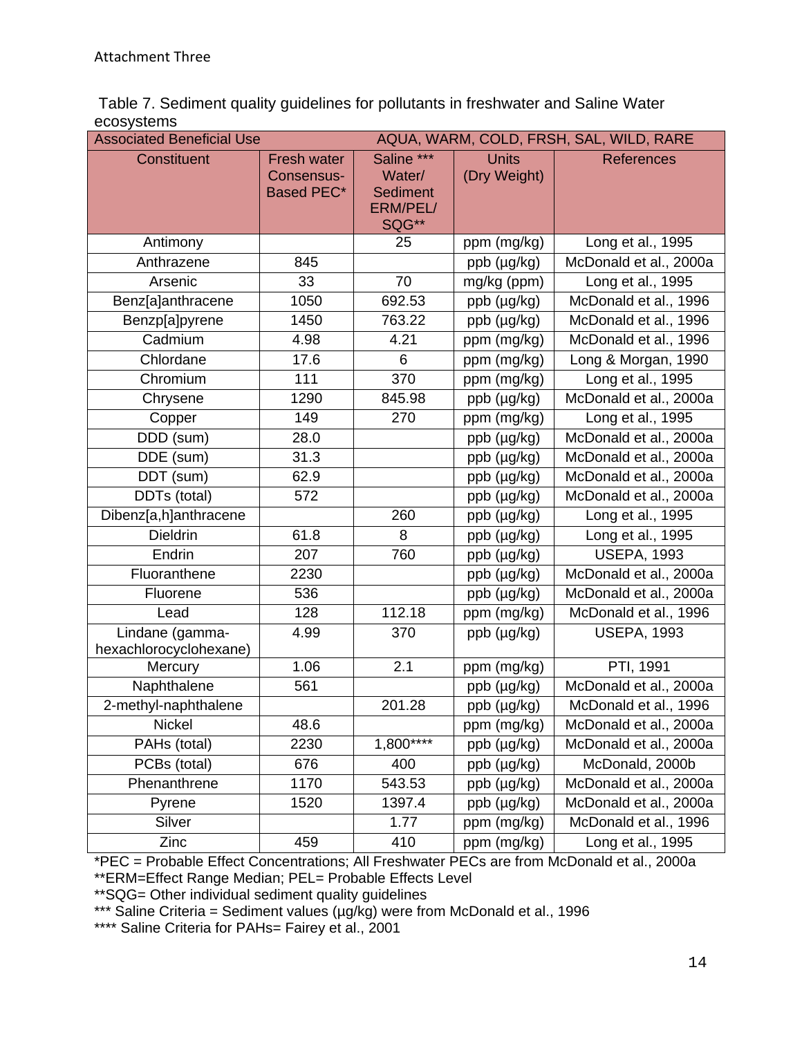Attachment Three

Table 7. Sediment quality guidelines for pollutants in freshwater and Saline Water ecosystems

| Associated Beneficial Use | AQUA, WARM, COLD, FRSH, SAL, WILD, RARE | | | |
|---|---|---|---|---|
| Constituent | Fresh water Consensus-Based PEC* | Saline *** Water/ Sediment ERM/PEL/ SQG** | Units (Dry Weight) | References |
| Antimony | | 25 | ppm (mg/kg) | Long et al., 1995 |
| Anthrazene | 845 | | ppb (µg/kg) | McDonald et al., 2000a |
| Arsenic | 33 | 70 | mg/kg (ppm) | Long et al., 1995 |
| Benz[a]anthracene | 1050 | 692.53 | ppb (µg/kg) | McDonald et al., 1996 |
| Benzp[a]pyrene | 1450 | 763.22 | ppb (µg/kg) | McDonald et al., 1996 |
| Cadmium | 4.98 | 4.21 | ppm (mg/kg) | McDonald et al., 1996 |
| Chlordane | 17.6 | 6 | ppm (mg/kg) | Long & Morgan, 1990 |
| Chromium | 111 | 370 | ppm (mg/kg) | Long et al., 1995 |
| Chrysene | 1290 | 845.98 | ppb (µg/kg) | McDonald et al., 2000a |
| Copper | 149 | 270 | ppm (mg/kg) | Long et al., 1995 |
| DDD (sum) | 28.0 | | ppb (µg/kg) | McDonald et al., 2000a |
| DDE (sum) | 31.3 | | ppb (µg/kg) | McDonald et al., 2000a |
| DDT (sum) | 62.9 | | ppb (µg/kg) | McDonald et al., 2000a |
| DDTs (total) | 572 | | ppb (µg/kg) | McDonald et al., 2000a |
| Dibenz[a,h]anthracene | | 260 | ppb (µg/kg) | Long et al., 1995 |
| Dieldrin | 61.8 | 8 | ppb (µg/kg) | Long et al., 1995 |
| Endrin | 207 | 760 | ppb (µg/kg) | USEPA, 1993 |
| Fluoranthene | 2230 | | ppb (µg/kg) | McDonald et al., 2000a |
| Fluorene | 536 | | ppb (µg/kg) | McDonald et al., 2000a |
| Lead | 128 | 112.18 | ppm (mg/kg) | McDonald et al., 1996 |
| Lindane (gamma-hexachlorocyclohexane) | 4.99 | 370 | ppb (µg/kg) | USEPA, 1993 |
| Mercury | 1.06 | 2.1 | ppm (mg/kg) | PTI, 1991 |
| Naphthalene | 561 | | ppb (µg/kg) | McDonald et al., 2000a |
| 2-methyl-naphthalene | | 201.28 | ppb (µg/kg) | McDonald et al., 1996 |
| Nickel | 48.6 | | ppm (mg/kg) | McDonald et al., 2000a |
| PAHs (total) | 2230 | 1,800**** | ppb (µg/kg) | McDonald et al., 2000a |
| PCBs (total) | 676 | 400 | ppb (µg/kg) | McDonald, 2000b |
| Phenanthrene | 1170 | 543.53 | ppb (µg/kg) | McDonald et al., 2000a |
| Pyrene | 1520 | 1397.4 | ppb (µg/kg) | McDonald et al., 2000a |
| Silver | | 1.77 | ppm (mg/kg) | McDonald et al., 1996 |
| Zinc | 459 | 410 | ppm (mg/kg) | Long et al., 1995 |

*PEC = Probable Effect Concentrations; All Freshwater PECs are from McDonald et al., 2000a
**ERM=Effect Range Median; PEL= Probable Effects Level
**SQG= Other individual sediment quality guidelines
*** Saline Criteria = Sediment values (µg/kg) were from McDonald et al., 1996
**** Saline Criteria for PAHs= Fairey et al., 2001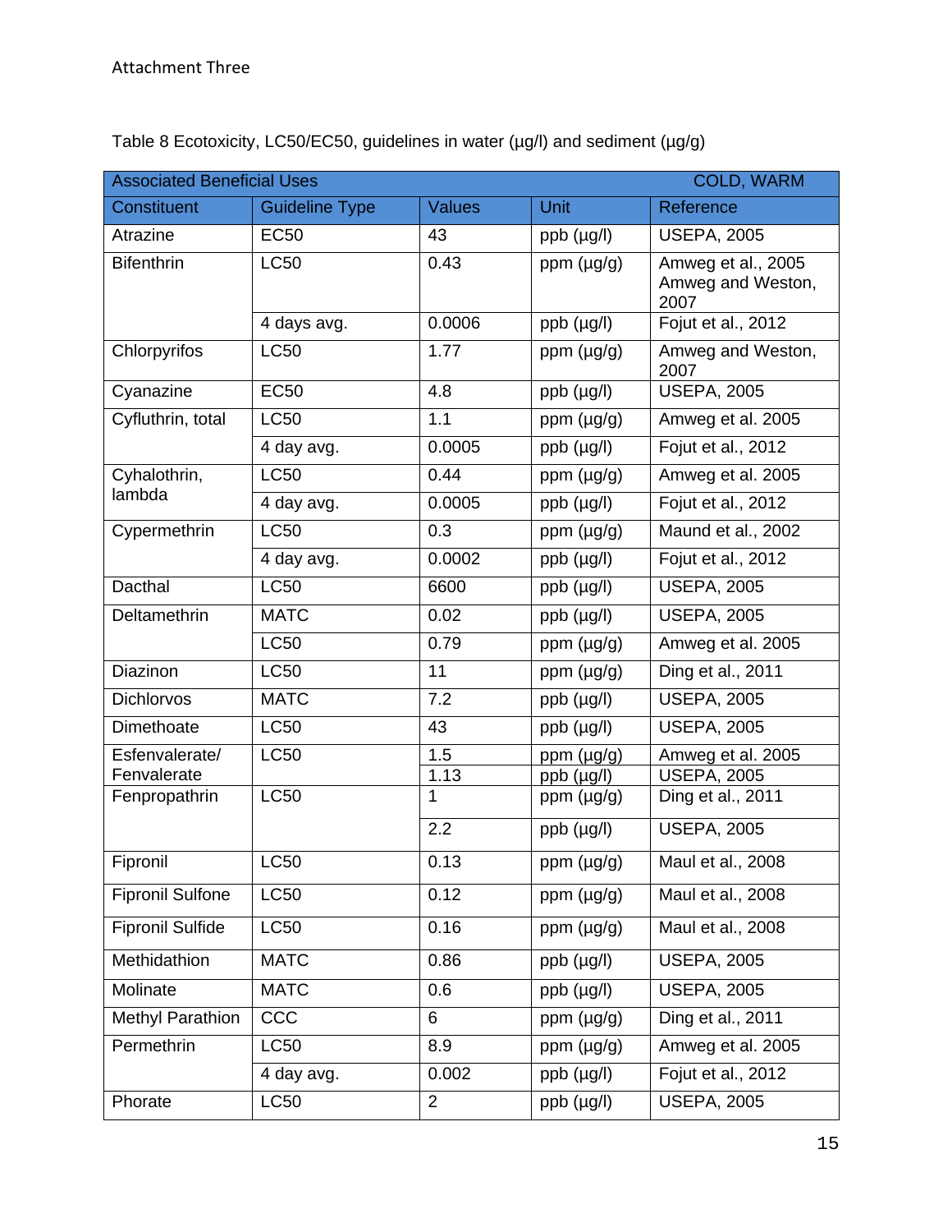Attachment Three

Table 8 Ecotoxicity, LC50/EC50, guidelines in water (µg/l) and sediment (µg/g)

| Associated Beneficial Uses | | | | COLD, WARM |
|---|---|---|---|---|
| Constituent | Guideline Type | Values | Unit | Reference |
| Atrazine | EC50 | 43 | ppb (µg/l) | USEPA, 2005 |
| Bifenthrin | LC50 | 0.43 | ppm (µg/g) | Amweg et al., 2005 Amweg and Weston, 2007 |
| | 4 days avg. | 0.0006 | ppb (µg/l) | Fojut et al., 2012 |
| Chlorpyrifos | LC50 | 1.77 | ppm (µg/g) | Amweg and Weston, 2007 |
| Cyanazine | EC50 | 4.8 | ppb (µg/l) | USEPA, 2005 |
| Cyfluthrin, total | LC50 | 1.1 | ppm (µg/g) | Amweg et al. 2005 |
| | 4 day avg. | 0.0005 | ppb (µg/l) | Fojut et al., 2012 |
| Cyhalothrin, lambda | LC50 | 0.44 | ppm (µg/g) | Amweg et al. 2005 |
| | 4 day avg. | 0.0005 | ppb (µg/l) | Fojut et al., 2012 |
| Cypermethrin | LC50 | 0.3 | ppm (µg/g) | Maund et al., 2002 |
| | 4 day avg. | 0.0002 | ppb (µg/l) | Fojut et al., 2012 |
| Dacthal | LC50 | 6600 | ppb (µg/l) | USEPA, 2005 |
| Deltamethrin | MATC | 0.02 | ppb (µg/l) | USEPA, 2005 |
| | LC50 | 0.79 | ppm (µg/g) | Amweg et al. 2005 |
| Diazinon | LC50 | 11 | ppm (µg/g) | Ding et al., 2011 |
| Dichlorvos | MATC | 7.2 | ppb (µg/l) | USEPA, 2005 |
| Dimethoate | LC50 | 43 | ppb (µg/l) | USEPA, 2005 |
| Esfenvalerate/ Fenvalerate | LC50 | 1.5 | ppm (µg/g) | Amweg et al. 2005 |
| | | 1.13 | ppb (µg/l) | USEPA, 2005 |
| Fenpropathrin | LC50 | 1 | ppm (µg/g) | Ding et al., 2011 |
| | | 2.2 | ppb (µg/l) | USEPA, 2005 |
| Fipronil | LC50 | 0.13 | ppm (µg/g) | Maul et al., 2008 |
| Fipronil Sulfone | LC50 | 0.12 | ppm (µg/g) | Maul et al., 2008 |
| Fipronil Sulfide | LC50 | 0.16 | ppm (µg/g) | Maul et al., 2008 |
| Methidathion | MATC | 0.86 | ppb (µg/l) | USEPA, 2005 |
| Molinate | MATC | 0.6 | ppb (µg/l) | USEPA, 2005 |
| Methyl Parathion | CCC | 6 | ppm (µg/g) | Ding et al., 2011 |
| Permethrin | LC50 | 8.9 | ppm (µg/g) | Amweg et al. 2005 |
| | 4 day avg. | 0.002 | ppb (µg/l) | Fojut et al., 2012 |
| Phorate | LC50 | 2 | ppb (µg/l) | USEPA, 2005 |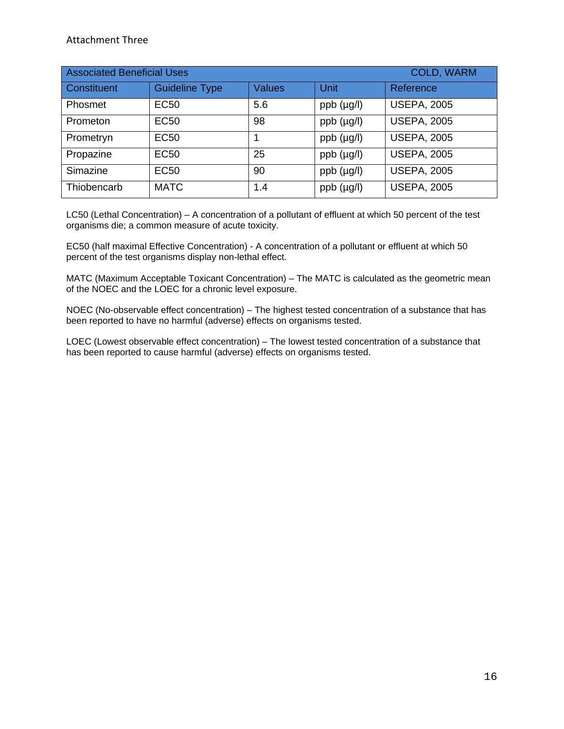Attachment Three

| Associated Beneficial Uses | | | | COLD, WARM |
|---|---|---|---|---|
| Constituent | Guideline Type | Values | Unit | Reference |
| Phosmet | EC50 | 5.6 | ppb (µg/l) | USEPA, 2005 |
| Prometon | EC50 | 98 | ppb (µg/l) | USEPA, 2005 |
| Prometryn | EC50 | 1 | ppb (µg/l) | USEPA, 2005 |
| Propazine | EC50 | 25 | ppb (µg/l) | USEPA, 2005 |
| Simazine | EC50 | 90 | ppb (µg/l) | USEPA, 2005 |
| Thiobencarb | MATC | 1.4 | ppb (µg/l) | USEPA, 2005 |

LC50 (Lethal Concentration) – A concentration of a pollutant of effluent at which 50 percent of the test organisms die; a common measure of acute toxicity.

EC50 (half maximal Effective Concentration) - A concentration of a pollutant or effluent at which 50 percent of the test organisms display non-lethal effect.

MATC (Maximum Acceptable Toxicant Concentration) – The MATC is calculated as the geometric mean of the NOEC and the LOEC for a chronic level exposure.

NOEC (No-observable effect concentration) – The highest tested concentration of a substance that has been reported to have no harmful (adverse) effects on organisms tested.

LOEC (Lowest observable effect concentration) – The lowest tested concentration of a substance that has been reported to cause harmful (adverse) effects on organisms tested.